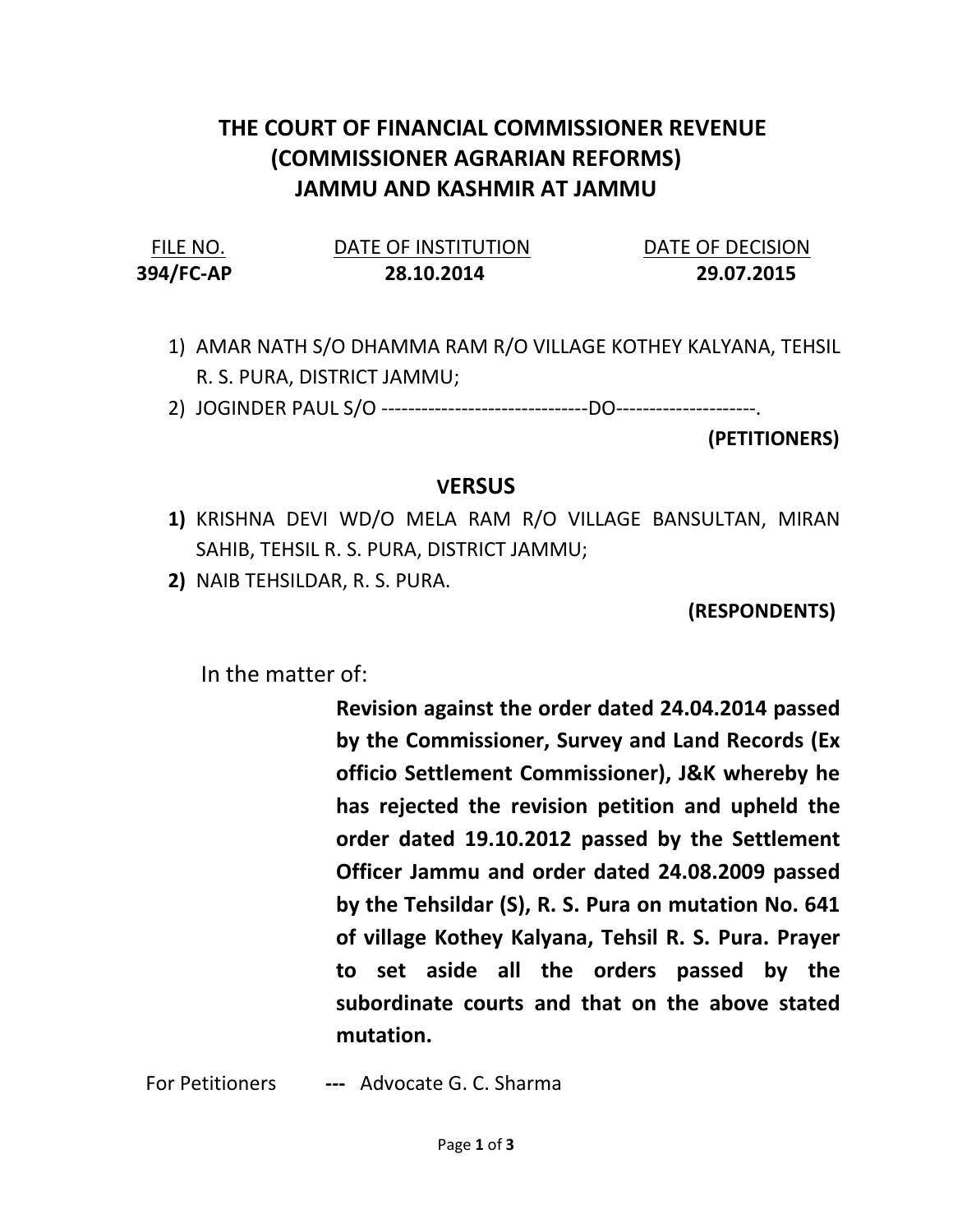# THE COURT OF FINANCIAL COMMISSIONER REVENUE (COMMISSIONER AGRARIAN REFORMS) JAMMU AND KASHMIR AT JAMMU

| FILE NO. | DATE OF INSTITUTION | DATE OF DECISION |
| --- | --- | --- |
| **394/FC-AP** | **28.10.2014** | **29.07.2015** |

1) AMAR NATH S/O DHAMMA RAM R/O VILLAGE KOTHEY KALYANA, TEHSIL R. S. PURA, DISTRICT JAMMU;
2) JOGINDER PAUL S/O -------------------------------DO---------------------.

**(PETITIONERS)**

**VERSUS**

1) KRISHNA DEVI WD/O MELA RAM R/O VILLAGE BANSULTAN, MIRAN SAHIB, TEHSIL R. S. PURA, DISTRICT JAMMU;
2) NAIB TEHSILDAR, R. S. PURA.

**(RESPONDENTS)**

In the matter of:

**Revision against the order dated 24.04.2014 passed by the Commissioner, Survey and Land Records (Ex officio Settlement Commissioner), J&K whereby he has rejected the revision petition and upheld the order dated 19.10.2012 passed by the Settlement Officer Jammu and order dated 24.08.2009 passed by the Tehsildar (S), R. S. Pura on mutation No. 641 of village Kothey Kalyana, Tehsil R. S. Pura. Prayer to set aside all the orders passed by the subordinate courts and that on the above stated mutation.**

For Petitioners **---** Advocate G. C. Sharma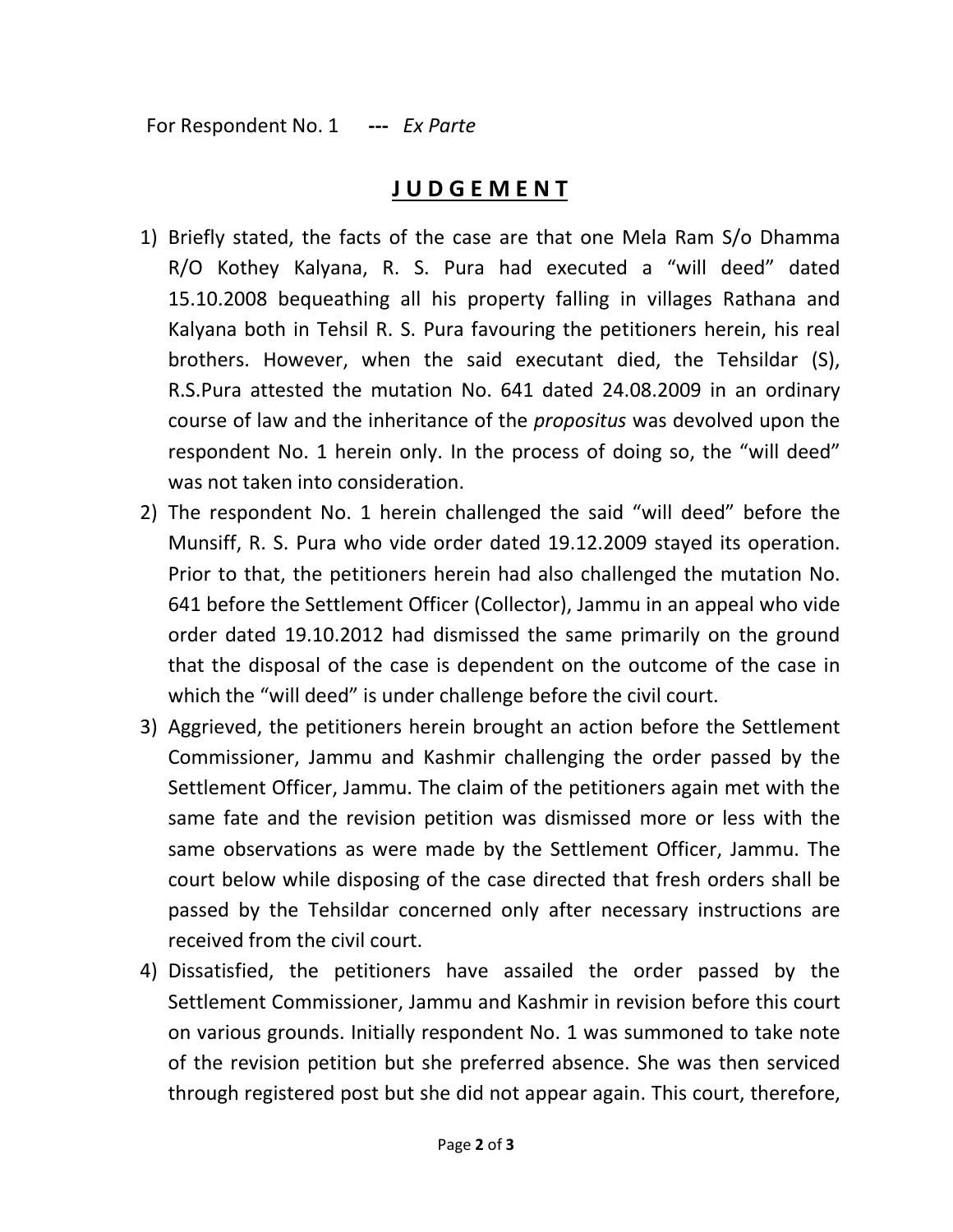For Respondent No. 1 --- *Ex Parte*

# JUDGEMENT

1) Briefly stated, the facts of the case are that one Mela Ram S/o Dhamma R/O Kothey Kalyana, R. S. Pura had executed a "will deed" dated 15.10.2008 bequeathing all his property falling in villages Rathana and Kalyana both in Tehsil R. S. Pura favouring the petitioners herein, his real brothers. However, when the said executant died, the Tehsildar (S), R.S.Pura attested the mutation No. 641 dated 24.08.2009 in an ordinary course of law and the inheritance of the *propositus* was devolved upon the respondent No. 1 herein only. In the process of doing so, the "will deed" was not taken into consideration.
2) The respondent No. 1 herein challenged the said "will deed" before the Munsiff, R. S. Pura who vide order dated 19.12.2009 stayed its operation. Prior to that, the petitioners herein had also challenged the mutation No. 641 before the Settlement Officer (Collector), Jammu in an appeal who vide order dated 19.10.2012 had dismissed the same primarily on the ground that the disposal of the case is dependent on the outcome of the case in which the "will deed" is under challenge before the civil court.
3) Aggrieved, the petitioners herein brought an action before the Settlement Commissioner, Jammu and Kashmir challenging the order passed by the Settlement Officer, Jammu. The claim of the petitioners again met with the same fate and the revision petition was dismissed more or less with the same observations as were made by the Settlement Officer, Jammu. The court below while disposing of the case directed that fresh orders shall be passed by the Tehsildar concerned only after necessary instructions are received from the civil court.
4) Dissatisfied, the petitioners have assailed the order passed by the Settlement Commissioner, Jammu and Kashmir in revision before this court on various grounds. Initially respondent No. 1 was summoned to take note of the revision petition but she preferred absence. She was then serviced through registered post but she did not appear again. This court, therefore,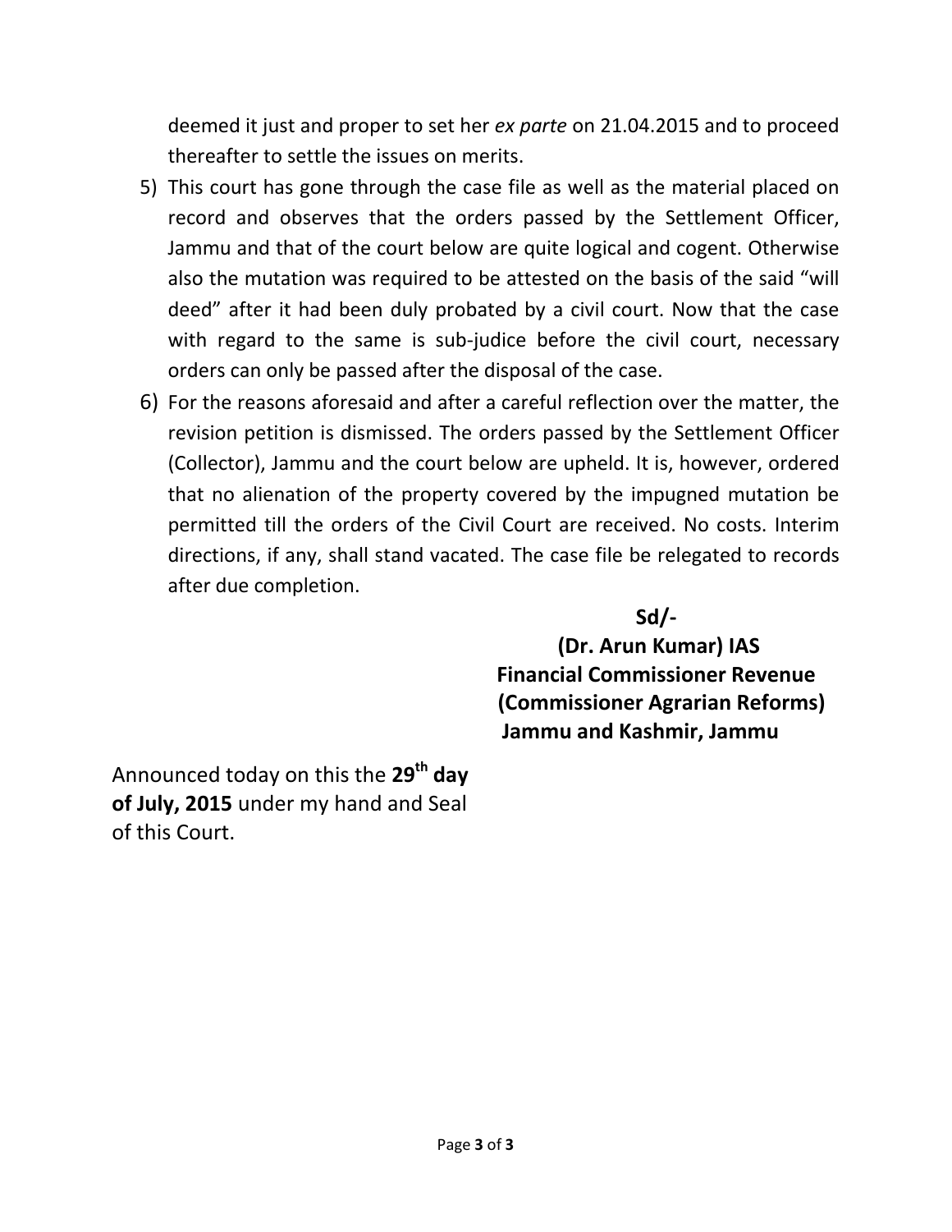deemed it just and proper to set her *ex parte* on 21.04.2015 and to proceed thereafter to settle the issues on merits.

5) This court has gone through the case file as well as the material placed on record and observes that the orders passed by the Settlement Officer, Jammu and that of the court below are quite logical and cogent. Otherwise also the mutation was required to be attested on the basis of the said "will deed" after it had been duly probated by a civil court. Now that the case with regard to the same is sub-judice before the civil court, necessary orders can only be passed after the disposal of the case.

6) For the reasons aforesaid and after a careful reflection over the matter, the revision petition is dismissed. The orders passed by the Settlement Officer (Collector), Jammu and the court below are upheld. It is, however, ordered that no alienation of the property covered by the impugned mutation be permitted till the orders of the Civil Court are received. No costs. Interim directions, if any, shall stand vacated. The case file be relegated to records after due completion.

**Sd/-**

**(Dr. Arun Kumar) IAS**
**Financial Commissioner Revenue**
**(Commissioner Agrarian Reforms)**
**Jammu and Kashmir, Jammu**

Announced today on this the **29th day of July, 2015** under my hand and Seal of this Court.